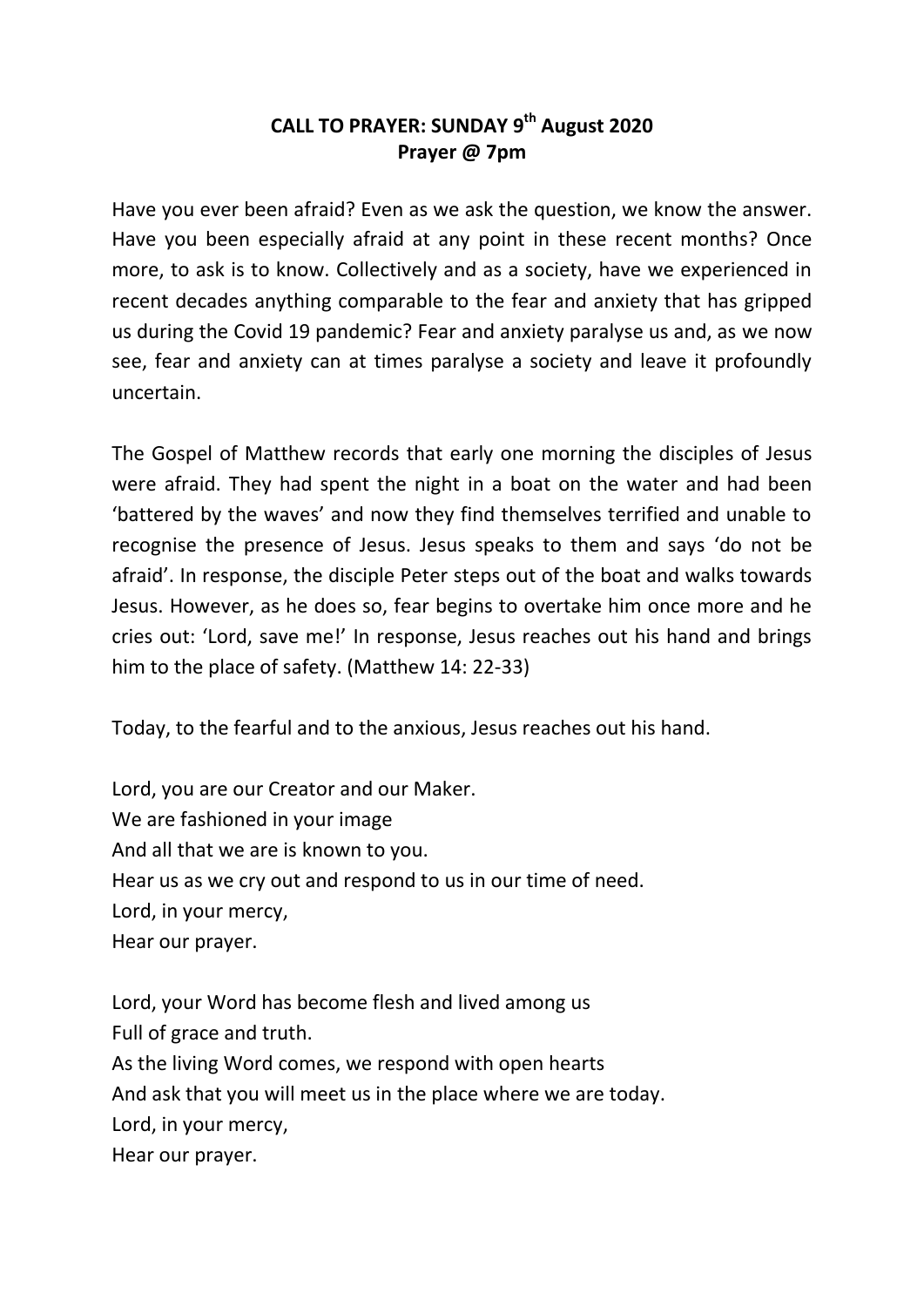# CALL TO PRAYER: SUNDAY 9th August 2020
## Prayer @ 7pm

Have you ever been afraid? Even as we ask the question, we know the answer. Have you been especially afraid at any point in these recent months? Once more, to ask is to know. Collectively and as a society, have we experienced in recent decades anything comparable to the fear and anxiety that has gripped us during the Covid 19 pandemic? Fear and anxiety paralyse us and, as we now see, fear and anxiety can at times paralyse a society and leave it profoundly uncertain.

The Gospel of Matthew records that early one morning the disciples of Jesus were afraid. They had spent the night in a boat on the water and had been 'battered by the waves' and now they find themselves terrified and unable to recognise the presence of Jesus. Jesus speaks to them and says 'do not be afraid'. In response, the disciple Peter steps out of the boat and walks towards Jesus. However, as he does so, fear begins to overtake him once more and he cries out: 'Lord, save me!' In response, Jesus reaches out his hand and brings him to the place of safety. (Matthew 14: 22-33)

Today, to the fearful and to the anxious, Jesus reaches out his hand.

Lord, you are our Creator and our Maker.
We are fashioned in your image
And all that we are is known to you.
Hear us as we cry out and respond to us in our time of need.
Lord, in your mercy,
Hear our prayer.

Lord, your Word has become flesh and lived among us
Full of grace and truth.
As the living Word comes, we respond with open hearts
And ask that you will meet us in the place where we are today.
Lord, in your mercy,
Hear our prayer.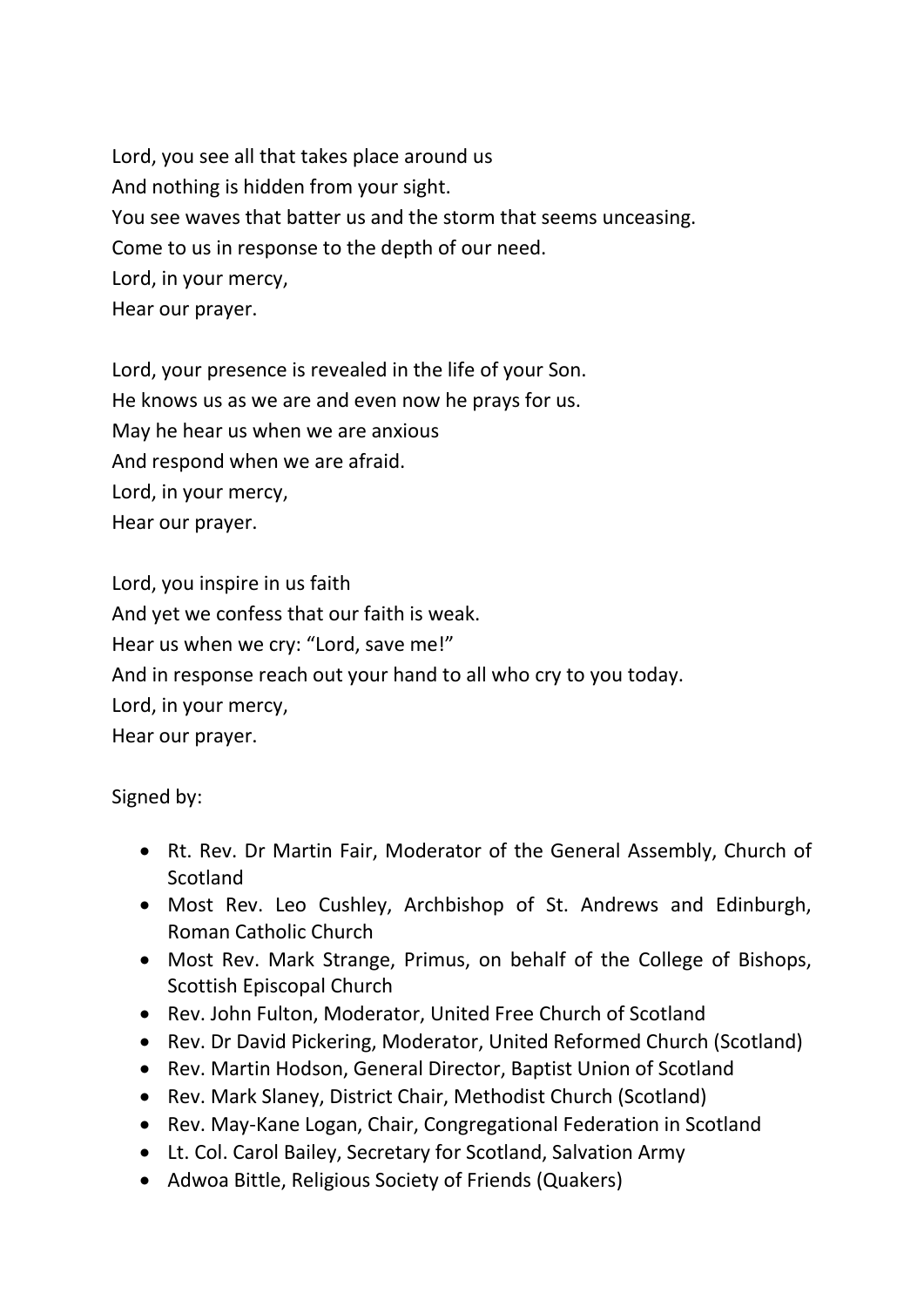Lord, you see all that takes place around us
And nothing is hidden from your sight.
You see waves that batter us and the storm that seems unceasing.
Come to us in response to the depth of our need.
Lord, in your mercy,
Hear our prayer.

Lord, your presence is revealed in the life of your Son.
He knows us as we are and even now he prays for us.
May he hear us when we are anxious
And respond when we are afraid.
Lord, in your mercy,
Hear our prayer.

Lord, you inspire in us faith
And yet we confess that our faith is weak.
Hear us when we cry: "Lord, save me!"
And in response reach out your hand to all who cry to you today.
Lord, in your mercy,
Hear our prayer.

Signed by:

- Rt. Rev. Dr Martin Fair, Moderator of the General Assembly, Church of Scotland
- Most Rev. Leo Cushley, Archbishop of St. Andrews and Edinburgh, Roman Catholic Church
- Most Rev. Mark Strange, Primus, on behalf of the College of Bishops, Scottish Episcopal Church
- Rev. John Fulton, Moderator, United Free Church of Scotland
- Rev. Dr David Pickering, Moderator, United Reformed Church (Scotland)
- Rev. Martin Hodson, General Director, Baptist Union of Scotland
- Rev. Mark Slaney, District Chair, Methodist Church (Scotland)
- Rev. May-Kane Logan, Chair, Congregational Federation in Scotland
- Lt. Col. Carol Bailey, Secretary for Scotland, Salvation Army
- Adwoa Bittle, Religious Society of Friends (Quakers)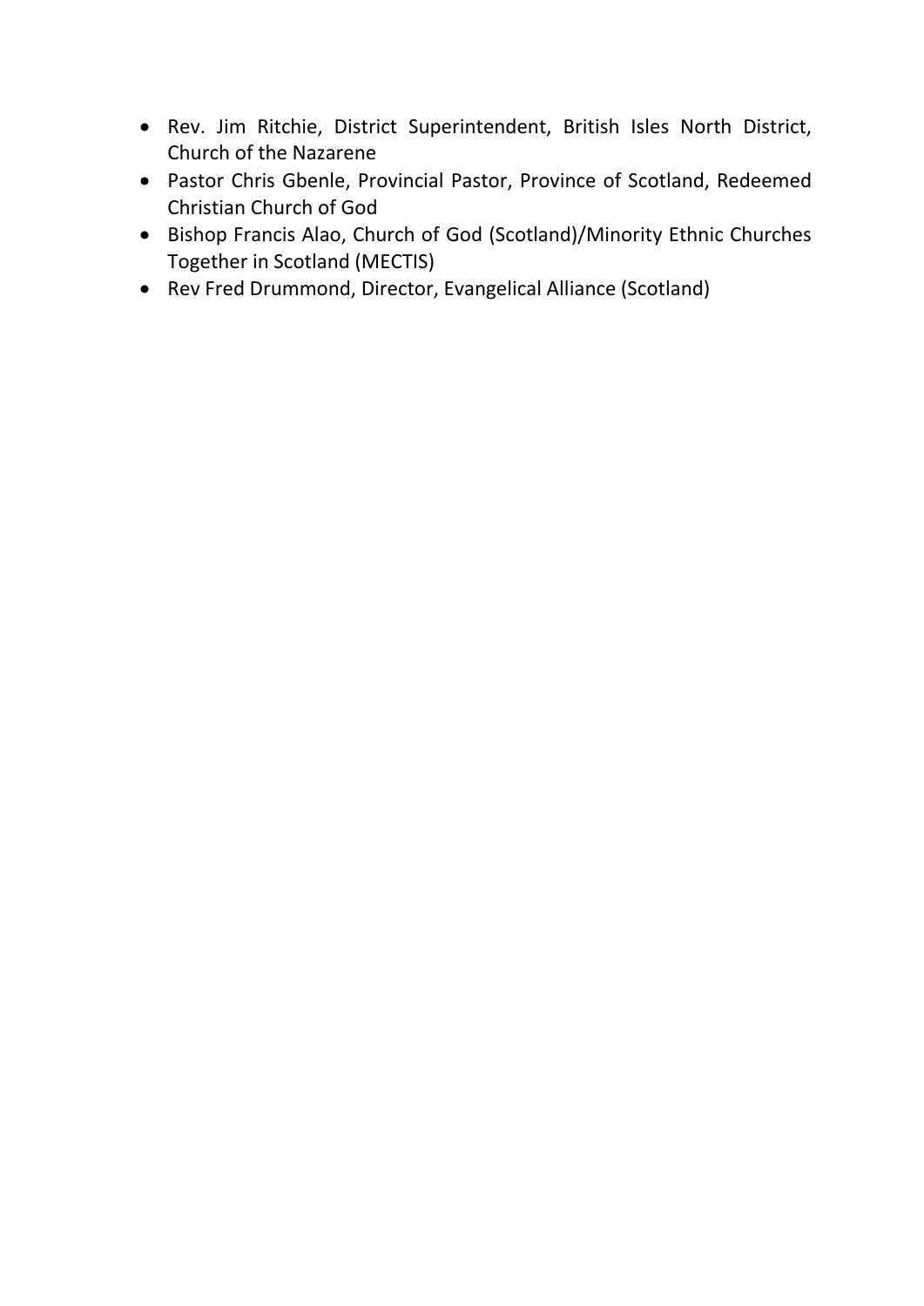- Rev. Jim Ritchie, District Superintendent, British Isles North District, Church of the Nazarene
- Pastor Chris Gbenle, Provincial Pastor, Province of Scotland, Redeemed Christian Church of God
- Bishop Francis Alao, Church of God (Scotland)/Minority Ethnic Churches Together in Scotland (MECTIS)
- Rev Fred Drummond, Director, Evangelical Alliance (Scotland)